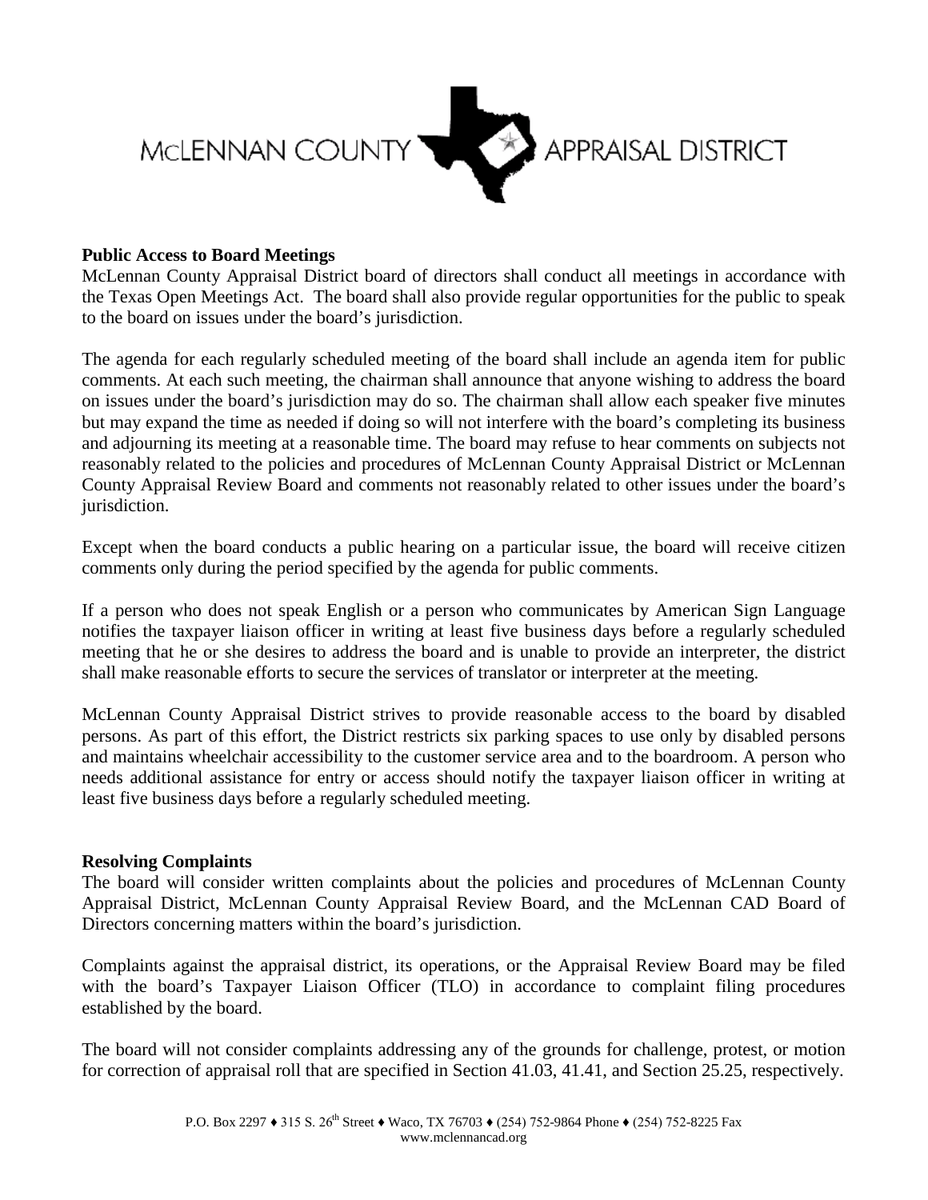McLENNAN COUNTY APPRAISAL DISTRICT

**Public Access to Board Meetings**

McLennan County Appraisal District board of directors shall conduct all meetings in accordance with the Texas Open Meetings Act. The board shall also provide regular opportunities for the public to speak to the board on issues under the board's jurisdiction.

The agenda for each regularly scheduled meeting of the board shall include an agenda item for public comments. At each such meeting, the chairman shall announce that anyone wishing to address the board on issues under the board's jurisdiction may do so. The chairman shall allow each speaker five minutes but may expand the time as needed if doing so will not interfere with the board's completing its business and adjourning its meeting at a reasonable time. The board may refuse to hear comments on subjects not reasonably related to the policies and procedures of McLennan County Appraisal District or McLennan County Appraisal Review Board and comments not reasonably related to other issues under the board's jurisdiction.

Except when the board conducts a public hearing on a particular issue, the board will receive citizen comments only during the period specified by the agenda for public comments.

If a person who does not speak English or a person who communicates by American Sign Language notifies the taxpayer liaison officer in writing at least five business days before a regularly scheduled meeting that he or she desires to address the board and is unable to provide an interpreter, the district shall make reasonable efforts to secure the services of translator or interpreter at the meeting.

McLennan County Appraisal District strives to provide reasonable access to the board by disabled persons. As part of this effort, the District restricts six parking spaces to use only by disabled persons and maintains wheelchair accessibility to the customer service area and to the boardroom. A person who needs additional assistance for entry or access should notify the taxpayer liaison officer in writing at least five business days before a regularly scheduled meeting.

**Resolving Complaints**

The board will consider written complaints about the policies and procedures of McLennan County Appraisal District, McLennan County Appraisal Review Board, and the McLennan CAD Board of Directors concerning matters within the board's jurisdiction.

Complaints against the appraisal district, its operations, or the Appraisal Review Board may be filed with the board's Taxpayer Liaison Officer (TLO) in accordance to complaint filing procedures established by the board.

The board will not consider complaints addressing any of the grounds for challenge, protest, or motion for correction of appraisal roll that are specified in Section 41.03, 41.41, and Section 25.25, respectively.

P.O. Box 2297 ♦ 315 S. 26th Street ♦ Waco, TX 76703 ♦ (254) 752-9864 Phone ♦ (254) 752-8225 Fax
www.mclennancad.org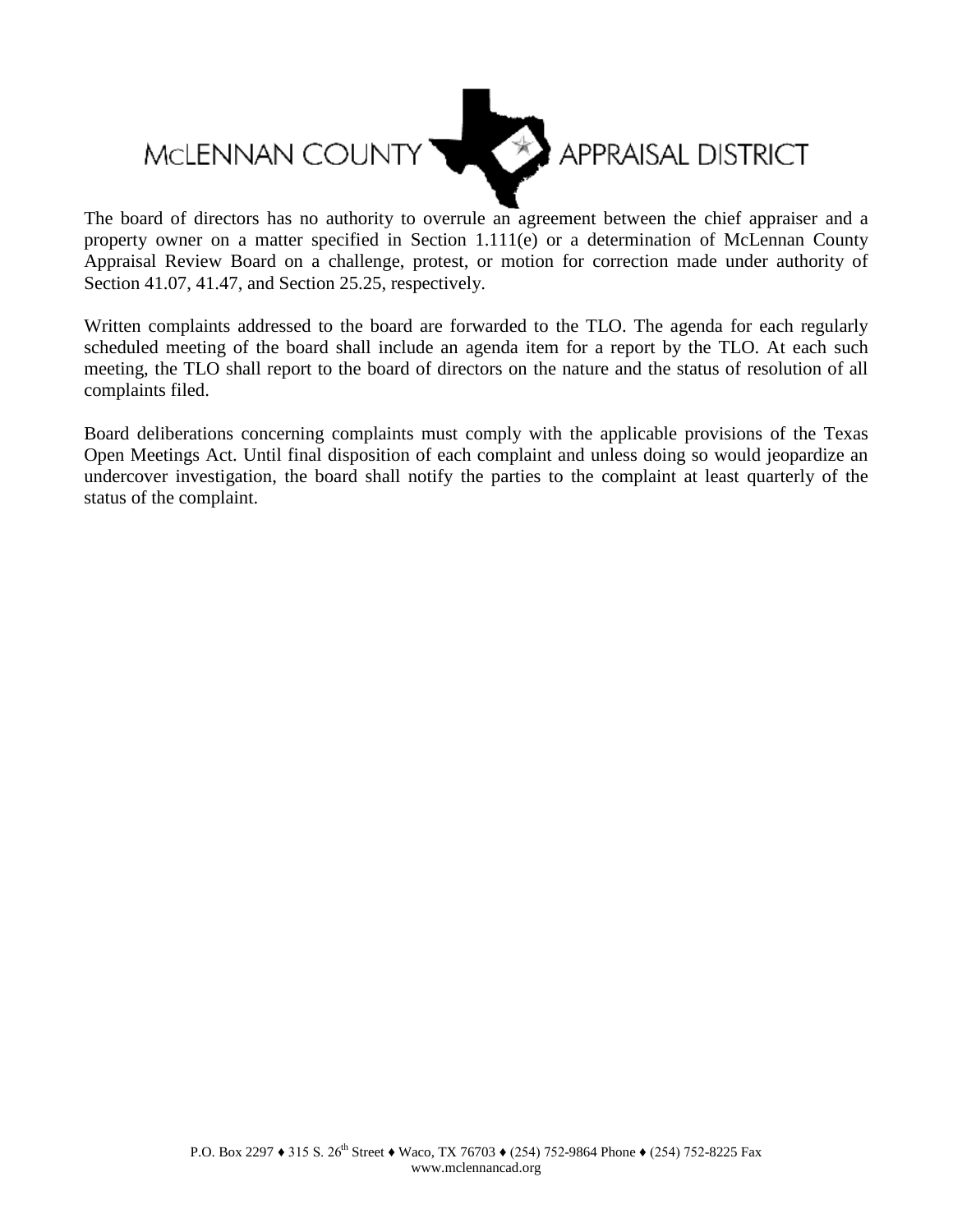The board of directors has no authority to overrule an agreement between the chief appraiser and a property owner on a matter specified in Section 1.111(e) or a determination of McLennan County Appraisal Review Board on a challenge, protest, or motion for correction made under authority of Section 41.07, 41.47, and Section 25.25, respectively.

Written complaints addressed to the board are forwarded to the TLO. The agenda for each regularly scheduled meeting of the board shall include an agenda item for a report by the TLO. At each such meeting, the TLO shall report to the board of directors on the nature and the status of resolution of all complaints filed.

Board deliberations concerning complaints must comply with the applicable provisions of the Texas Open Meetings Act. Until final disposition of each complaint and unless doing so would jeopardize an undercover investigation, the board shall notify the parties to the complaint at least quarterly of the status of the complaint.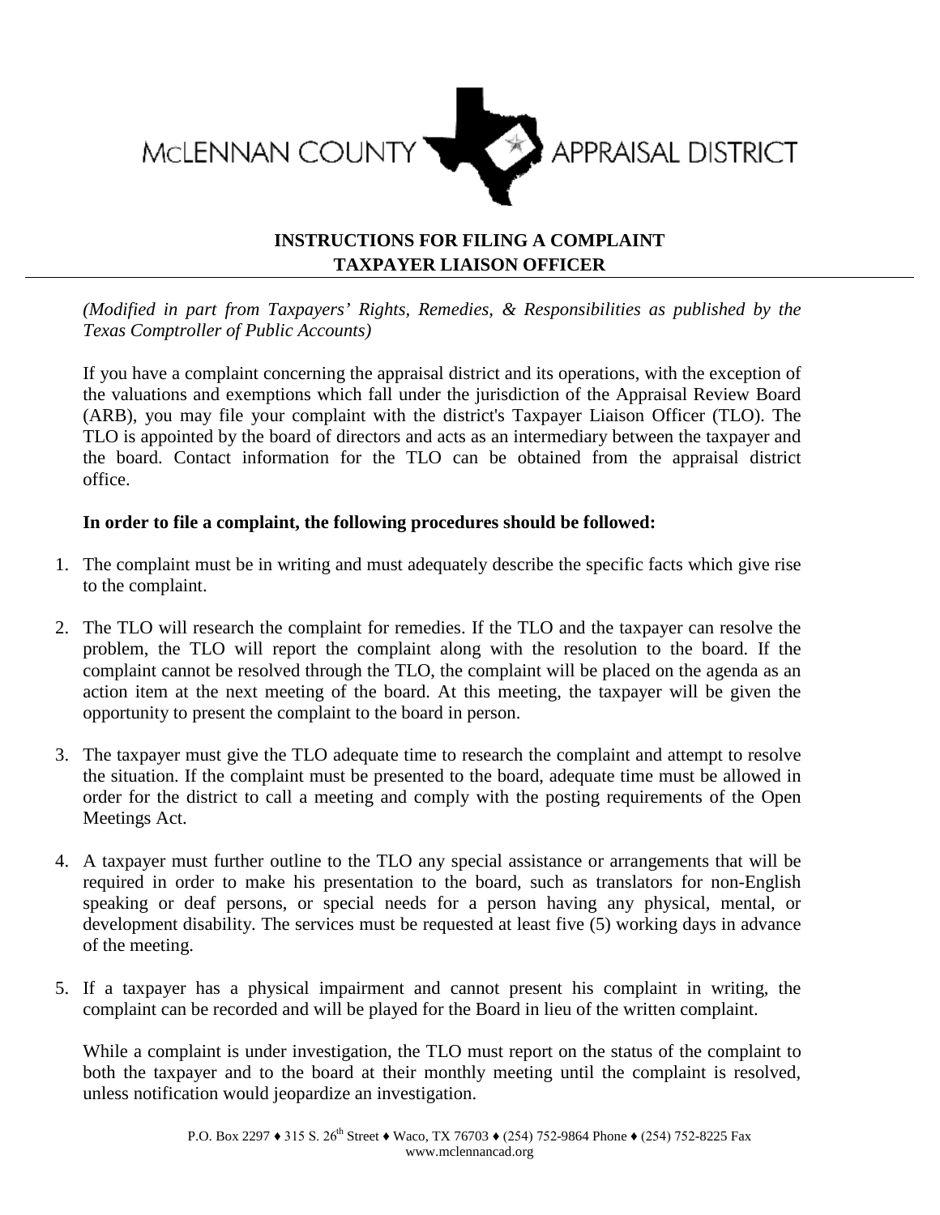MCLENNAN COUNTY APPRAISAL DISTRICT

## INSTRUCTIONS FOR FILING A COMPLAINT
## TAXPAYER LIAISON OFFICER

*(Modified in part from Taxpayers' Rights, Remedies, & Responsibilities as published by the Texas Comptroller of Public Accounts)*

If you have a complaint concerning the appraisal district and its operations, with the exception of the valuations and exemptions which fall under the jurisdiction of the Appraisal Review Board (ARB), you may file your complaint with the district's Taxpayer Liaison Officer (TLO). The TLO is appointed by the board of directors and acts as an intermediary between the taxpayer and the board. Contact information for the TLO can be obtained from the appraisal district office.

**In order to file a complaint, the following procedures should be followed:**

1. The complaint must be in writing and must adequately describe the specific facts which give rise to the complaint.

2. The TLO will research the complaint for remedies. If the TLO and the taxpayer can resolve the problem, the TLO will report the complaint along with the resolution to the board. If the complaint cannot be resolved through the TLO, the complaint will be placed on the agenda as an action item at the next meeting of the board. At this meeting, the taxpayer will be given the opportunity to present the complaint to the board in person.

3. The taxpayer must give the TLO adequate time to research the complaint and attempt to resolve the situation. If the complaint must be presented to the board, adequate time must be allowed in order for the district to call a meeting and comply with the posting requirements of the Open Meetings Act.

4. A taxpayer must further outline to the TLO any special assistance or arrangements that will be required in order to make his presentation to the board, such as translators for non-English speaking or deaf persons, or special needs for a person having any physical, mental, or development disability. The services must be requested at least five (5) working days in advance of the meeting.

5. If a taxpayer has a physical impairment and cannot present his complaint in writing, the complaint can be recorded and will be played for the Board in lieu of the written complaint.

While a complaint is under investigation, the TLO must report on the status of the complaint to both the taxpayer and to the board at their monthly meeting until the complaint is resolved, unless notification would jeopardize an investigation.

P.O. Box 2297 ♦ 315 S. 26th Street ♦ Waco, TX 76703 ♦ (254) 752-9864 Phone ♦ (254) 752-8225 Fax
www.mclennancad.org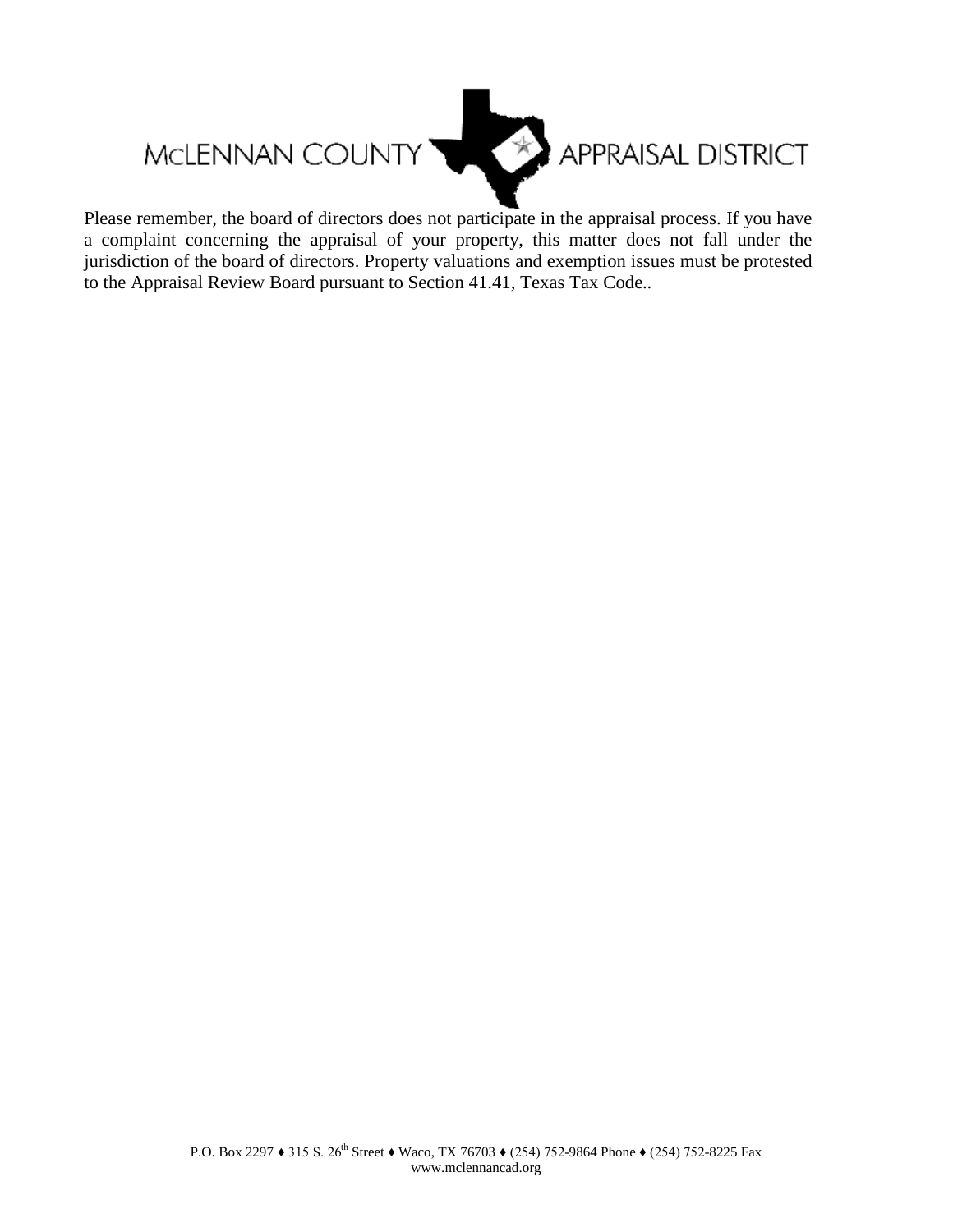MCLENNAN COUNTY APPRAISAL DISTRICT

Please remember, the board of directors does not participate in the appraisal process. If you have a complaint concerning the appraisal of your property, this matter does not fall under the jurisdiction of the board of directors. Property valuations and exemption issues must be protested to the Appraisal Review Board pursuant to Section 41.41, Texas Tax Code..

P.O. Box 2297 ♦ 315 S. 26th Street ♦ Waco, TX 76703 ♦ (254) 752-9864 Phone ♦ (254) 752-8225 Fax
www.mclennancad.org